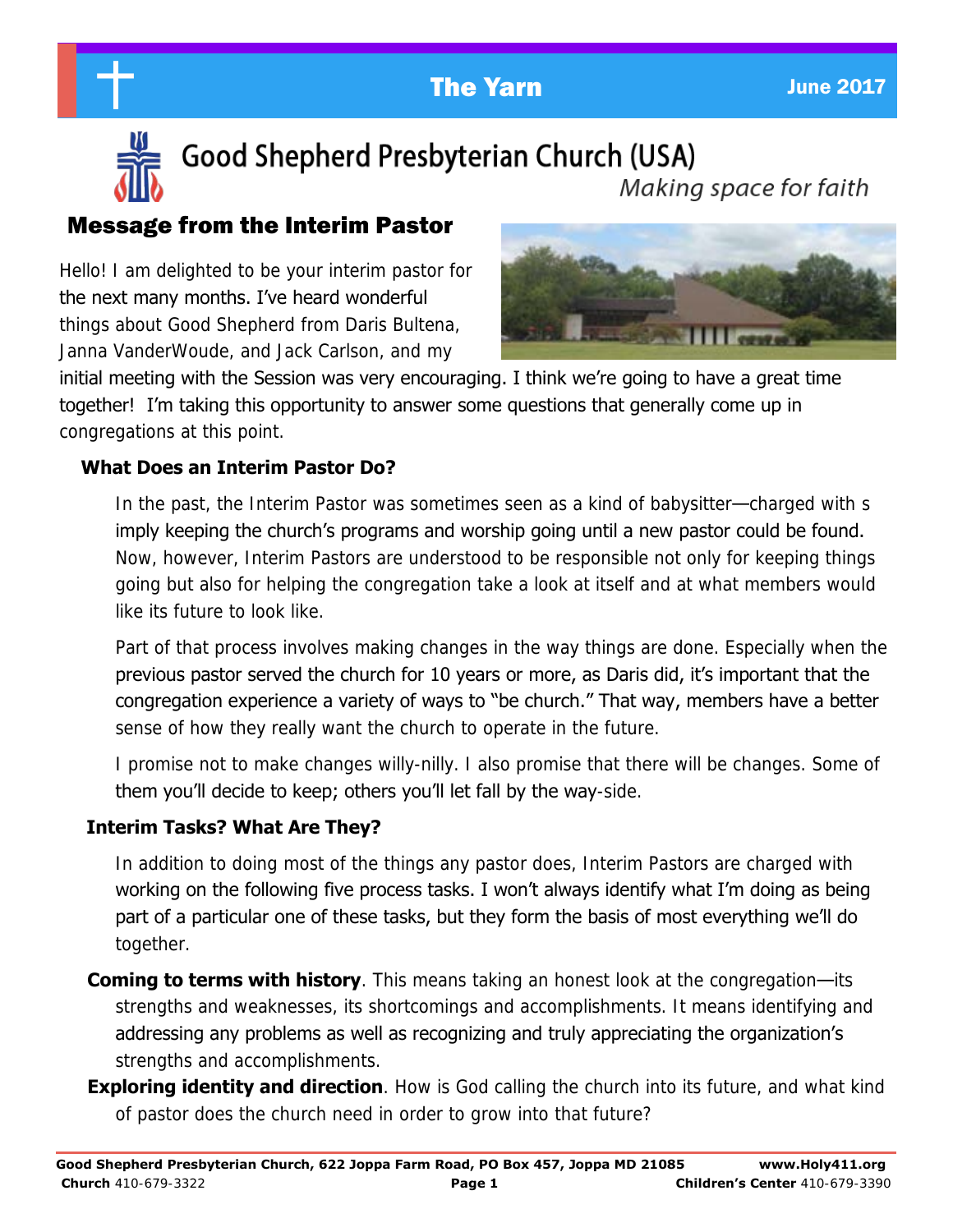The Yarn — June 2017

# Good Shepherd Presbyterian Church (USA)

*Making space for faith*

## Message from the Interim Pastor

Hello! I am delighted to be your interim pastor for the next many months. I've heard wonderful things about Good Shepherd from Daris Bultena, Janna VanderWoude, and Jack Carlson, and my initial meeting with the Session was very encouraging. I think we're going to have a great time together! I'm taking this opportunity to answer some questions that generally come up in congregations at this point.

### What Does an Interim Pastor Do?

In the past, the Interim Pastor was sometimes seen as a kind of babysitter—charged with simply keeping the church's programs and worship going until a new pastor could be found. Now, however, Interim Pastors are understood to be responsible not only for keeping things going but also for helping the congregation take a look at itself and at what members would like its future to look like.

Part of that process involves making changes in the way things are done. Especially when the previous pastor served the church for 10 years or more, as Daris did, it's important that the congregation experience a variety of ways to "be church." That way, members have a better sense of how they really want the church to operate in the future.

I promise not to make changes willy-nilly. I also promise that there will be changes. Some of them you'll decide to keep; others you'll let fall by the way-side.

### Interim Tasks? What Are They?

In addition to doing most of the things any pastor does, Interim Pastors are charged with working on the following five process tasks. I won't always identify what I'm doing as being part of a particular one of these tasks, but they form the basis of most everything we'll do together.

**Coming to terms with history**. This means taking an honest look at the congregation—its strengths and weaknesses, its shortcomings and accomplishments. It means identifying and addressing any problems as well as recognizing and truly appreciating the organization's strengths and accomplishments.

**Exploring identity and direction**. How is God calling the church into its future, and what kind of pastor does the church need in order to grow into that future?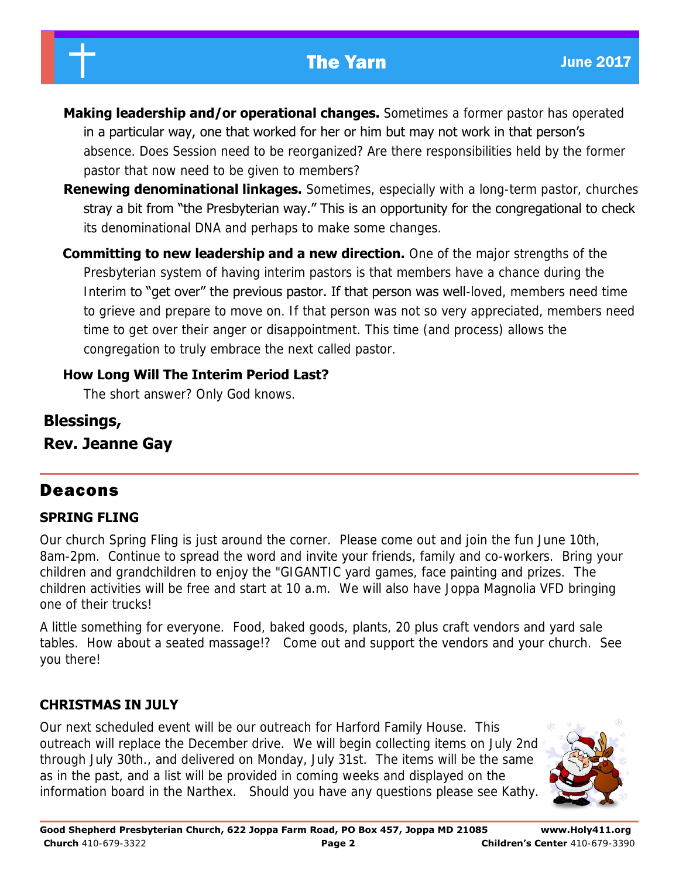**Making leadership and/or operational changes.** Sometimes a former pastor has operated in a particular way, one that worked for her or him but may not work in that person's absence. Does Session need to be reorganized? Are there responsibilities held by the former pastor that now need to be given to members?

**Renewing denominational linkages.** Sometimes, especially with a long-term pastor, churches stray a bit from "the Presbyterian way." This is an opportunity for the congregational to check its denominational DNA and perhaps to make some changes.

**Committing to new leadership and a new direction.** One of the major strengths of the Presbyterian system of having interim pastors is that members have a chance during the Interim to "get over" the previous pastor. If that person was well-loved, members need time to grieve and prepare to move on. If that person was not so very appreciated, members need time to get over their anger or disappointment. This time (and process) allows the congregation to truly embrace the next called pastor.

**How Long Will The Interim Period Last?**

The short answer? Only God knows.

**Blessings,**

**Rev. Jeanne Gay**

## Deacons

### SPRING FLING

Our church Spring Fling is just around the corner. Please come out and join the fun June 10th, 8am-2pm. Continue to spread the word and invite your friends, family and co-workers. Bring your children and grandchildren to enjoy the "GIGANTIC yard games, face painting and prizes. The children activities will be free and start at 10 a.m. We will also have Joppa Magnolia VFD bringing one of their trucks!

A little something for everyone. Food, baked goods, plants, 20 plus craft vendors and yard sale tables. How about a seated massage!? Come out and support the vendors and your church. See you there!

### CHRISTMAS IN JULY

Our next scheduled event will be our outreach for Harford Family House. This outreach will replace the December drive. We will begin collecting items on July 2nd through July 30th., and delivered on Monday, July 31st. The items will be the same as in the past, and a list will be provided in coming weeks and displayed on the information board in the Narthex. Should you have any questions please see Kathy.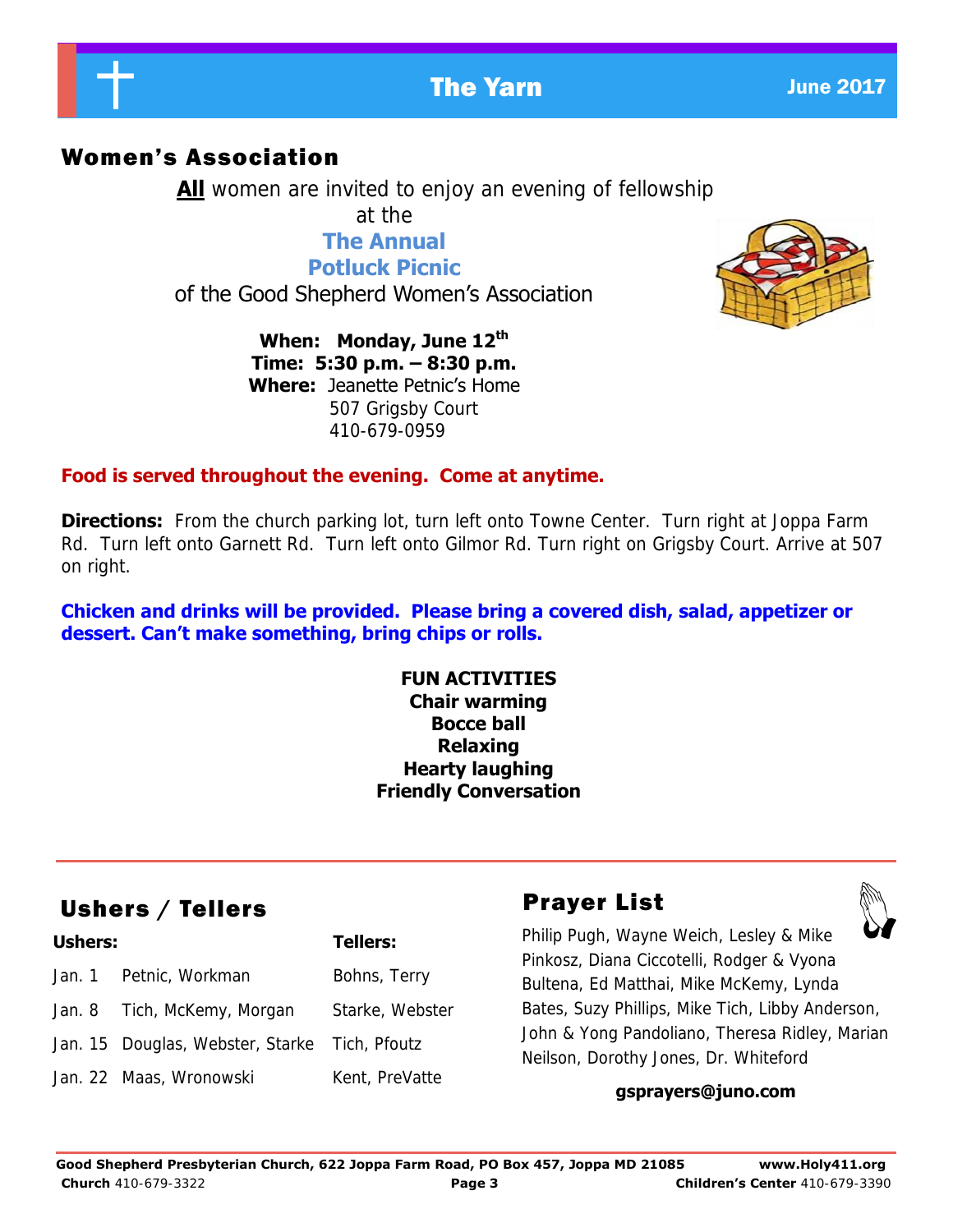## Women's Association

**All** women are invited to enjoy an evening of fellowship at the

**The Annual Potluck Picnic**

of the Good Shepherd Women's Association

**When: Monday, June 12th**
**Time: 5:30 p.m. – 8:30 p.m.**
**Where:** Jeanette Petnic's Home
507 Grigsby Court
410-679-0959

**Food is served throughout the evening. Come at anytime.**

**Directions:** From the church parking lot, turn left onto Towne Center. Turn right at Joppa Farm Rd. Turn left onto Garnett Rd. Turn left onto Gilmor Rd. Turn right on Grigsby Court. Arrive at 507 on right.

**Chicken and drinks will be provided. Please bring a covered dish, salad, appetizer or dessert. Can't make something, bring chips or rolls.**

**FUN ACTIVITIES**
**Chair warming**
**Bocce ball**
**Relaxing**
**Hearty laughing**
**Friendly Conversation**

## Ushers / Tellers

| Date | Ushers: | Tellers: |
|---|---|---|
| Jan. 1 | Petnic, Workman | Bohns, Terry |
| Jan. 8 | Tich, McKemy, Morgan | Starke, Webster |
| Jan. 15 | Douglas, Webster, Starke | Tich, Pfoutz |
| Jan. 22 | Maas, Wronowski | Kent, PreVatte |

## Prayer List

Philip Pugh, Wayne Weich, Lesley & Mike Pinkosz, Diana Ciccotelli, Rodger & Vyona Bultena, Ed Matthai, Mike McKemy, Lynda Bates, Suzy Phillips, Mike Tich, Libby Anderson, John & Yong Pandoliano, Theresa Ridley, Marian Neilson, Dorothy Jones, Dr. Whiteford

**gsprayers@juno.com**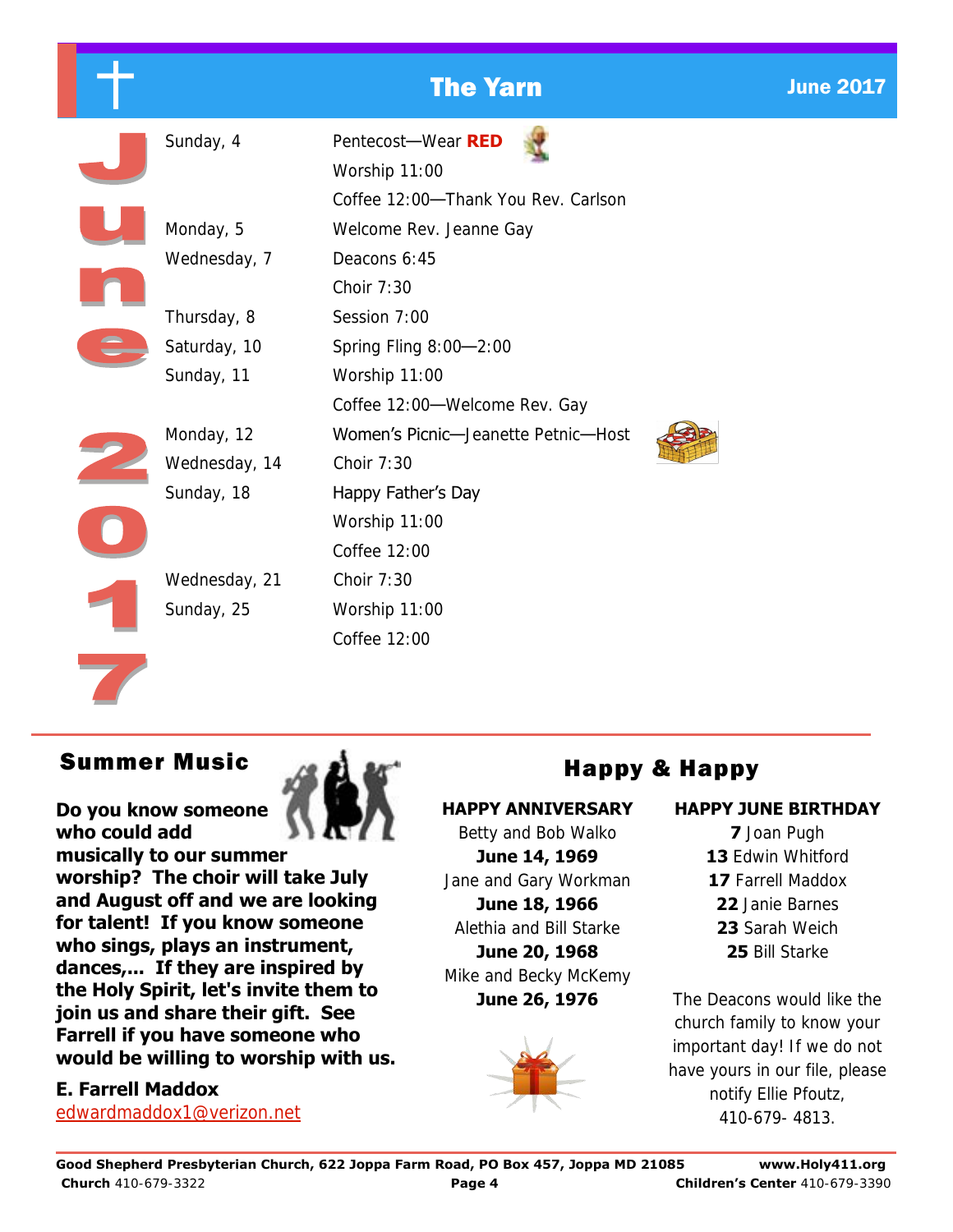# June 2017

| | |
|---|---|
| Sunday, 4 | Pentecost—Wear **RED** |
| | Worship 11:00 |
| | Coffee 12:00—Thank You Rev. Carlson |
| Monday, 5 | Welcome Rev. Jeanne Gay |
| Wednesday, 7 | Deacons 6:45 |
| | Choir 7:30 |
| Thursday, 8 | Session 7:00 |
| Saturday, 10 | Spring Fling 8:00—2:00 |
| Sunday, 11 | Worship 11:00 |
| | Coffee 12:00—Welcome Rev. Gay |
| Monday, 12 | Women's Picnic—Jeanette Petnic—Host |
| Wednesday, 14 | Choir 7:30 |
| Sunday, 18 | Happy Father's Day |
| | Worship 11:00 |
| | Coffee 12:00 |
| Wednesday, 21 | Choir 7:30 |
| Sunday, 25 | Worship 11:00 |
| | Coffee 12:00 |

## Summer Music

**Do you know someone who could add musically to our summer worship? The choir will take July and August off and we are looking for talent! If you know someone who sings, plays an instrument, dances,... If they are inspired by the Holy Spirit, let's invite them to join us and share their gift. See Farrell if you have someone who would be willing to worship with us.**

**E. Farrell Maddox**
edwardmaddox1@verizon.net

## Happy & Happy

**HAPPY ANNIVERSARY**

Betty and Bob Walko
**June 14, 1969**
Jane and Gary Workman
**June 18, 1966**
Alethia and Bill Starke
**June 20, 1968**
Mike and Becky McKemy
**June 26, 1976**

**HAPPY JUNE BIRTHDAY**

**7** Joan Pugh
**13** Edwin Whitford
**17** Farrell Maddox
**22** Janie Barnes
**23** Sarah Weich
**25** Bill Starke

The Deacons would like the church family to know your important day! If we do not have yours in our file, please notify Ellie Pfoutz, 410-679- 4813.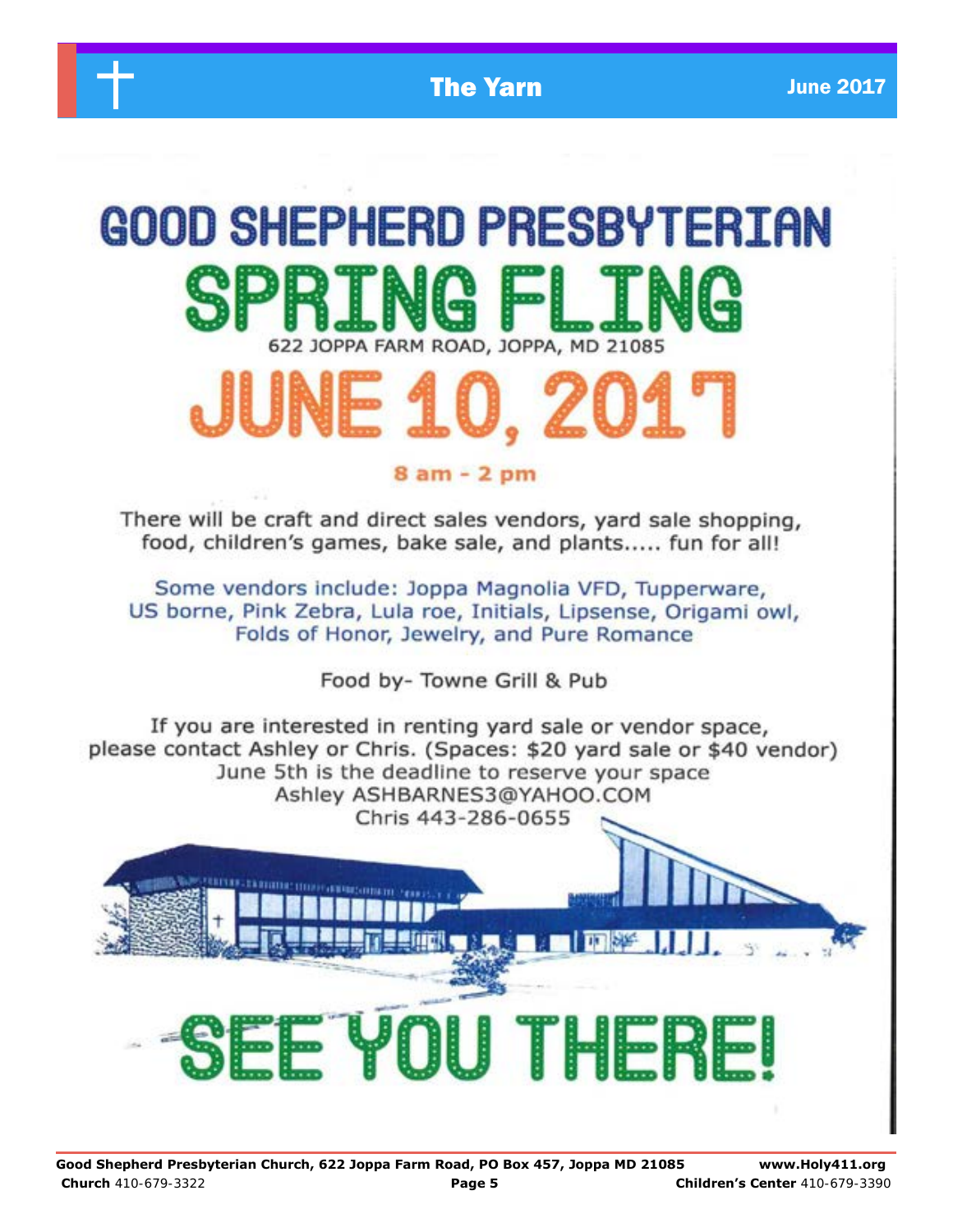# GOOD SHEPHERD PRESBYTERIAN

# SPRING FLING

622 JOPPA FARM ROAD, JOPPA, MD 21085

# JUNE 10, 2017

**8 am - 2 pm**

There will be craft and direct sales vendors, yard sale shopping, food, children's games, bake sale, and plants..... fun for all!

Some vendors include: Joppa Magnolia VFD, Tupperware, US borne, Pink Zebra, Lula roe, Initials, Lipsense, Origami owl, Folds of Honor, Jewelry, and Pure Romance

Food by- Towne Grill & Pub

If you are interested in renting yard sale or vendor space, please contact Ashley or Chris. (Spaces: $20 yard sale or $40 vendor)
June 5th is the deadline to reserve your space
Ashley ASHBARNES3@YAHOO.COM
Chris 443-286-0655

# SEE YOU THERE!